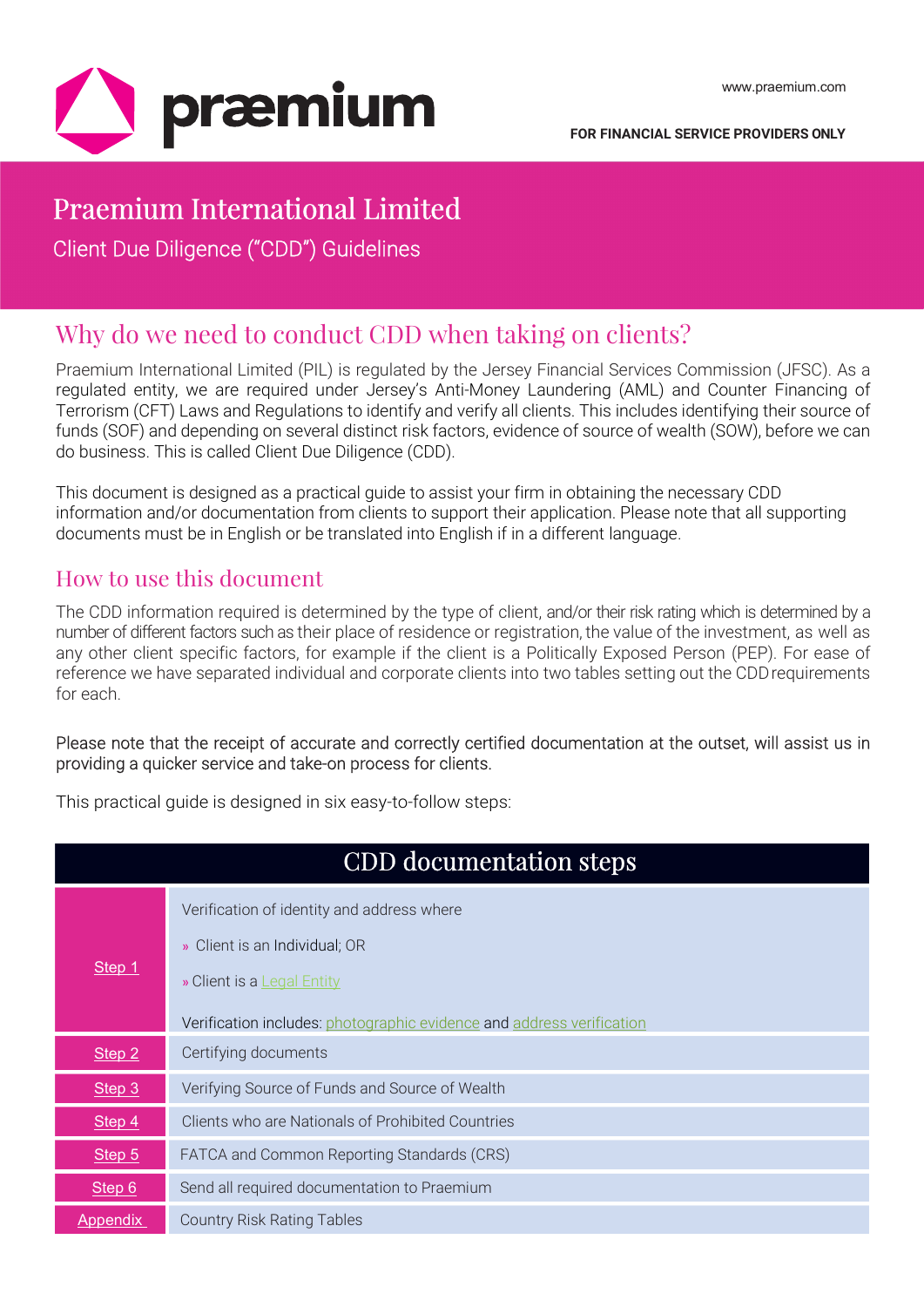praemium

www.praemium.com

**FOR FINANCIAL SERVICE PROVIDERS ONLY**

# Praemium International Limited

Client Due Diligence ("CDD") Guidelines

## Why do we need to conduct CDD when taking on clients?

Praemium International Limited (PIL) is regulated by the Jersey Financial Services Commission (JFSC). As a regulated entity, we are required under Jersey's Anti-Money Laundering (AML) and Counter Financing of Terrorism (CFT) Laws and Regulations to identify and verify all clients. This includes identifying their source of funds (SOF) and depending on several distinct risk factors, evidence of source of wealth (SOW), before we can do business. This is called Client Due Diligence (CDD).

This document is designed as a practical guide to assist your firm in obtaining the necessary CDD information and/or documentation from clients to support their application. Please note that all supporting documents must be in English or be translated into English if in a different language.

## How to use this document

The CDD information required is determined by the type of client, and/or their risk rating which is determined by a number of different factors such as their place of residence or registration, the value of the investment, as well as any other client specific factors, for example if the client is a Politically Exposed Person (PEP). For ease of reference we have separated individual and corporate clients into two tables setting out the CDD requirements for each.

Please note that the receipt of accurate and correctly certified documentation at the outset, will assist us in providing a quicker service and take-on process for clients.

This practical guide is designed in six easy-to-follow steps:

| CDD documentation steps | |
|---|---|
| Step 1 | Verification of identity and address where<br>» Client is an Individual; OR<br>» Client is a Legal Entity<br>Verification includes: photographic evidence and address verification |
| Step 2 | Certifying documents |
| Step 3 | Verifying Source of Funds and Source of Wealth |
| Step 4 | Clients who are Nationals of Prohibited Countries |
| Step 5 | FATCA and Common Reporting Standards (CRS) |
| Step 6 | Send all required documentation to Praemium |
| Appendix | Country Risk Rating Tables |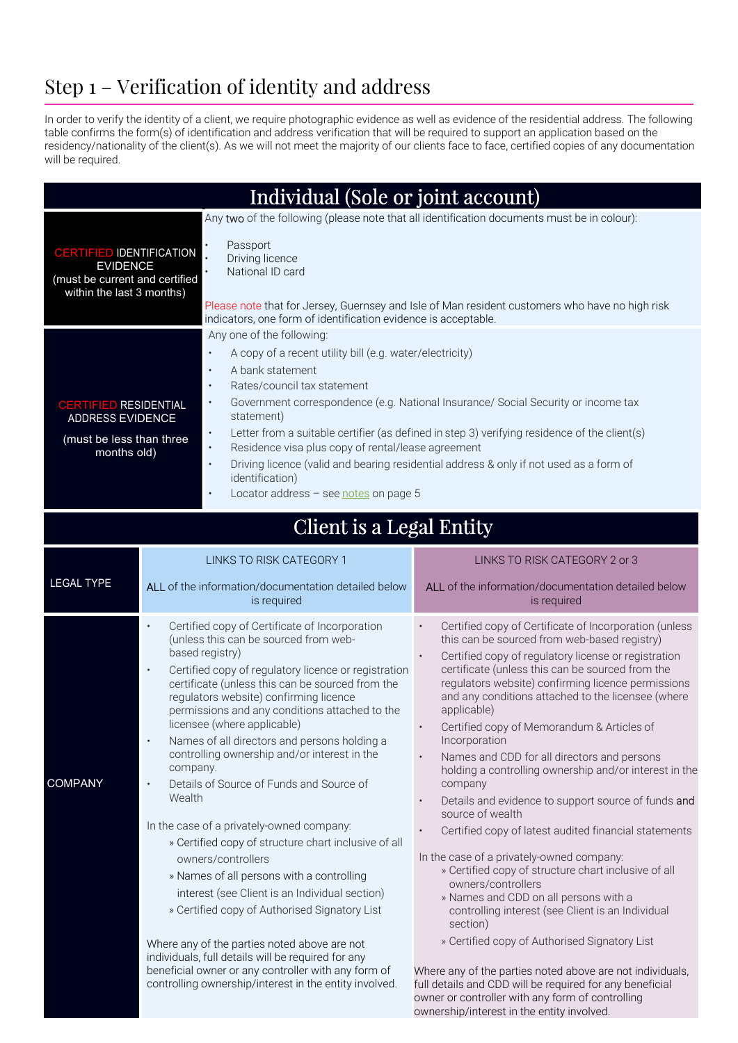# Step 1 – Verification of identity and address

In order to verify the identity of a client, we require photographic evidence as well as evidence of the residential address. The following table confirms the form(s) of identification and address verification that will be required to support an application based on the residency/nationality of the client(s). As we will not meet the majority of our clients face to face, certified copies of any documentation will be required.

## Individual (Sole or joint account)

| | |
|---|---|
| CERTIFIED IDENTIFICATION EVIDENCE (must be current and certified within the last 3 months) | Any two of the following (please note that all identification documents must be in colour):<br>• Passport<br>• Driving licence<br>• National ID card<br><br>Please note that for Jersey, Guernsey and Isle of Man resident customers who have no high risk indicators, one form of identification evidence is acceptable. |
| CERTIFIED RESIDENTIAL ADDRESS EVIDENCE (must be less than three months old) | Any one of the following:<br>• A copy of a recent utility bill (e.g. water/electricity)<br>• A bank statement<br>• Rates/council tax statement<br>• Government correspondence (e.g. National Insurance/ Social Security or income tax statement)<br>• Letter from a suitable certifier (as defined in step 3) verifying residence of the client(s)<br>• Residence visa plus copy of rental/lease agreement<br>• Driving licence (valid and bearing residential address & only if not used as a form of identification)<br>• Locator address – see notes on page 5 |

## Client is a Legal Entity

| LEGAL TYPE | LINKS TO RISK CATEGORY 1<br><br>ALL of the information/documentation detailed below is required | LINKS TO RISK CATEGORY 2 or 3<br><br>ALL of the information/documentation detailed below is required |
|---|---|---|
| COMPANY | • Certified copy of Certificate of Incorporation (unless this can be sourced from web-based registry)<br>• Certified copy of regulatory licence or registration certificate (unless this can be sourced from the regulators website) confirming licence permissions and any conditions attached to the licensee (where applicable)<br>• Names of all directors and persons holding a controlling ownership and/or interest in the company.<br>• Details of Source of Funds and Source of Wealth<br><br>In the case of a privately-owned company:<br>» Certified copy of structure chart inclusive of all owners/controllers<br>» Names of all persons with a controlling interest (see Client is an Individual section)<br>» Certified copy of Authorised Signatory List<br><br>Where any of the parties noted above are not individuals, full details will be required for any beneficial owner or any controller with any form of controlling ownership/interest in the entity involved. | • Certified copy of Certificate of Incorporation (unless this can be sourced from web-based registry)<br>• Certified copy of regulatory license or registration certificate (unless this can be sourced from the regulators website) confirming licence permissions and any conditions attached to the licensee (where applicable)<br>• Certified copy of Memorandum & Articles of Incorporation<br>• Names and CDD for all directors and persons holding a controlling ownership and/or interest in the company<br>• Details and evidence to support source of funds and source of wealth<br>• Certified copy of latest audited financial statements<br><br>In the case of a privately-owned company:<br>» Certified copy of structure chart inclusive of all owners/controllers<br>» Names and CDD on all persons with a controlling interest (see Client is an Individual section)<br>» Certified copy of Authorised Signatory List<br><br>Where any of the parties noted above are not individuals, full details and CDD will be required for any beneficial owner or controller with any form of controlling ownership/interest in the entity involved. |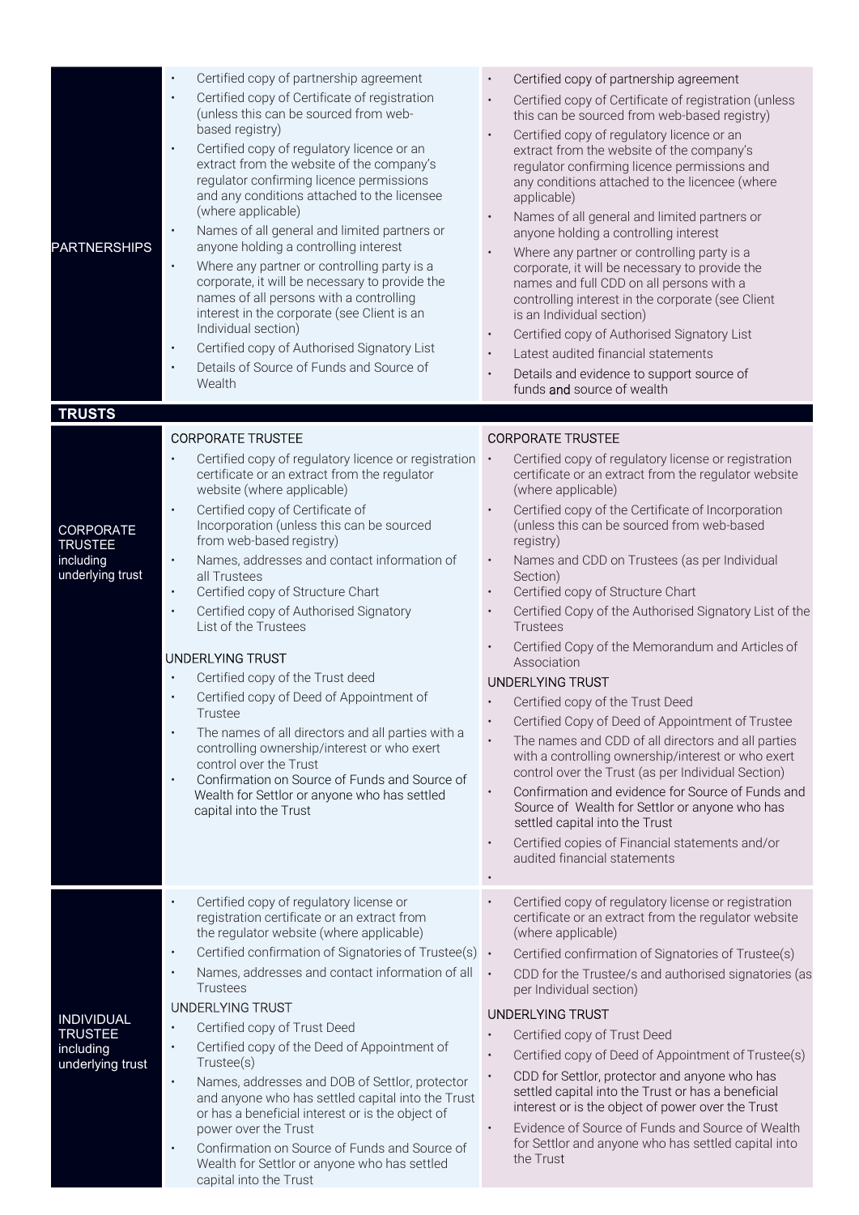| | | |
|---|---|---|
| PARTNERSHIPS | • Certified copy of partnership agreement<br>• Certified copy of Certificate of registration (unless this can be sourced from web-based registry)<br>• Certified copy of regulatory licence or an extract from the website of the company's regulator confirming licence permissions and any conditions attached to the licensee (where applicable)<br>• Names of all general and limited partners or anyone holding a controlling interest<br>• Where any partner or controlling party is a corporate, it will be necessary to provide the names of all persons with a controlling interest in the corporate (see Client is an Individual section)<br>• Certified copy of Authorised Signatory List<br>• Details of Source of Funds and Source of Wealth | • Certified copy of partnership agreement<br>• Certified copy of Certificate of registration (unless this can be sourced from web-based registry)<br>• Certified copy of regulatory licence or an extract from the website of the company's regulator confirming licence permissions and any conditions attached to the licencee (where applicable)<br>• Names of all general and limited partners or anyone holding a controlling interest<br>• Where any partner or controlling party is a corporate, it will be necessary to provide the names and full CDD on all persons with a controlling interest in the corporate (see Client is an Individual section)<br>• Certified copy of Authorised Signatory List<br>• Latest audited financial statements<br>• Details and evidence to support source of funds and source of wealth |
| **TRUSTS** | | |
| CORPORATE TRUSTEE including underlying trust | CORPORATE TRUSTEE<br>• Certified copy of regulatory licence or registration certificate or an extract from the regulator website (where applicable)<br>• Certified copy of Certificate of Incorporation (unless this can be sourced from web-based registry)<br>• Names, addresses and contact information of all Trustees<br>• Certified copy of Structure Chart<br>• Certified copy of Authorised Signatory List of the Trustees<br><br>UNDERLYING TRUST<br>• Certified copy of the Trust deed<br>• Certified copy of Deed of Appointment of Trustee<br>• The names of all directors and all parties with a controlling ownership/interest or who exert control over the Trust<br>• Confirmation on Source of Funds and Source of Wealth for Settlor or anyone who has settled capital into the Trust | CORPORATE TRUSTEE<br>• Certified copy of regulatory license or registration certificate or an extract from the regulator website (where applicable)<br>• Certified copy of the Certificate of Incorporation (unless this can be sourced from web-based registry)<br>• Names and CDD on Trustees (as per Individual Section)<br>• Certified copy of Structure Chart<br>• Certified Copy of the Authorised Signatory List of the Trustees<br>• Certified Copy of the Memorandum and Articles of Association<br><br>UNDERLYING TRUST<br>• Certified copy of the Trust Deed<br>• Certified Copy of Deed of Appointment of Trustee<br>• The names and CDD of all directors and all parties with a controlling ownership/interest or who exert control over the Trust (as per Individual Section)<br>• Confirmation and evidence for Source of Funds and Source of Wealth for Settlor or anyone who has settled capital into the Trust<br>• Certified copies of Financial statements and/or audited financial statements<br>• |
| INDIVIDUAL TRUSTEE including underlying trust | • Certified copy of regulatory license or registration certificate or an extract from the regulator website (where applicable)<br>• Certified confirmation of Signatories of Trustee(s)<br>• Names, addresses and contact information of all Trustees<br><br>UNDERLYING TRUST<br>• Certified copy of Trust Deed<br>• Certified copy of the Deed of Appointment of Trustee(s)<br>• Names, addresses and DOB of Settlor, protector and anyone who has settled capital into the Trust or has a beneficial interest or is the object of power over the Trust<br>• Confirmation on Source of Funds and Source of Wealth for Settlor or anyone who has settled capital into the Trust | • Certified copy of regulatory license or registration certificate or an extract from the regulator website (where applicable)<br>• Certified confirmation of Signatories of Trustee(s)<br>• CDD for the Trustee/s and authorised signatories (as per Individual section)<br><br>UNDERLYING TRUST<br>• Certified copy of Trust Deed<br>• Certified copy of Deed of Appointment of Trustee(s)<br>• CDD for Settlor, protector and anyone who has settled capital into the Trust or has a beneficial interest or is the object of power over the Trust<br>• Evidence of Source of Funds and Source of Wealth for Settlor and anyone who has settled capital into the Trust |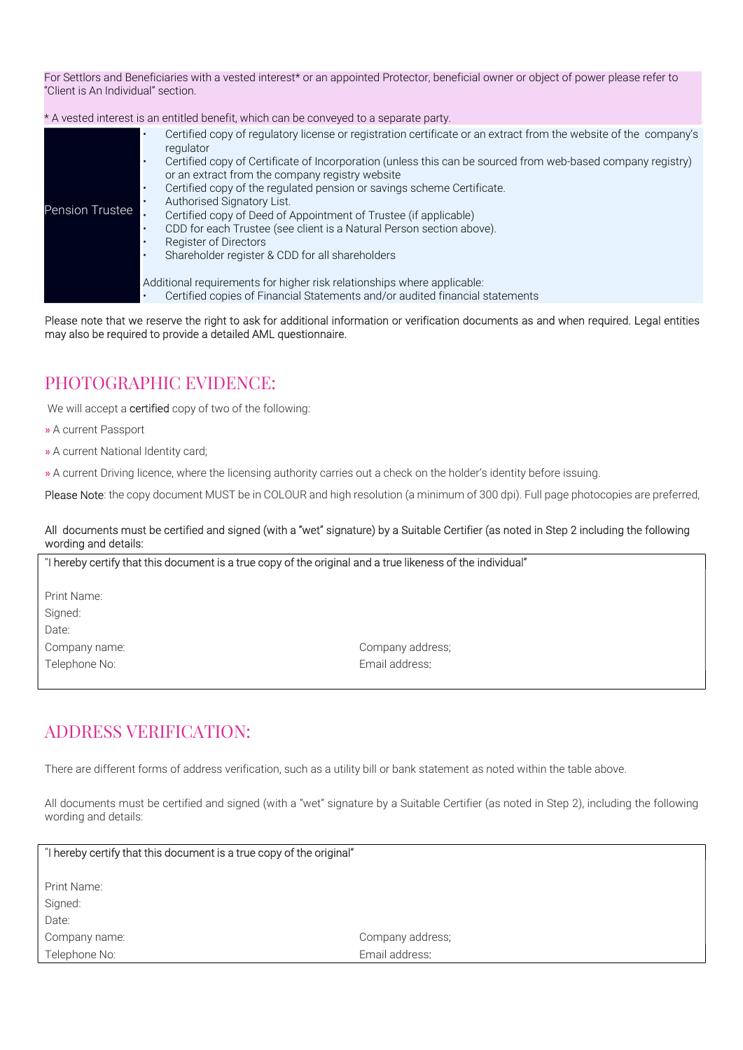For Settlors and Beneficiaries with a vested interest* or an appointed Protector, beneficial owner or object of power please refer to "Client is An Individual" section.

* A vested interest is an entitled benefit, which can be conveyed to a separate party.

| | |
|---|---|
| Pension Trustee | • Certified copy of regulatory license or registration certificate or an extract from the website of the company's regulator<br>• Certified copy of Certificate of Incorporation (unless this can be sourced from web-based company registry) or an extract from the company registry website<br>• Certified copy of the regulated pension or savings scheme Certificate.<br>• Authorised Signatory List.<br>• Certified copy of Deed of Appointment of Trustee (if applicable)<br>• CDD for each Trustee (see client is a Natural Person section above).<br>• Register of Directors<br>• Shareholder register & CDD for all shareholders<br><br>Additional requirements for higher risk relationships where applicable:<br>• Certified copies of Financial Statements and/or audited financial statements |

Please note that we reserve the right to ask for additional information or verification documents as and when required. Legal entities may also be required to provide a detailed AML questionnaire.

## PHOTOGRAPHIC EVIDENCE:

We will accept a certified copy of two of the following:

» A current Passport

» A current National Identity card;

» A current Driving licence, where the licensing authority carries out a check on the holder's identity before issuing.

Please Note: the copy document MUST be in COLOUR and high resolution (a minimum of 300 dpi). Full page photocopies are preferred,

All documents must be certified and signed (with a "wet" signature) by a Suitable Certifier (as noted in Step 2 including the following wording and details:

| "I hereby certify that this document is a true copy of the original and a true likeness of the individual" | |
|---|---|
| Print Name: | |
| Signed: | |
| Date: | |
| Company name: | Company address; |
| Telephone No: | Email address: |

## ADDRESS VERIFICATION:

There are different forms of address verification, such as a utility bill or bank statement as noted within the table above.

All documents must be certified and signed (with a "wet" signature by a Suitable Certifier (as noted in Step 2), including the following wording and details:

| "I hereby certify that this document is a true copy of the original" | |
|---|---|
| Print Name: | |
| Signed: | |
| Date: | |
| Company name: | Company address; |
| Telephone No: | Email address: |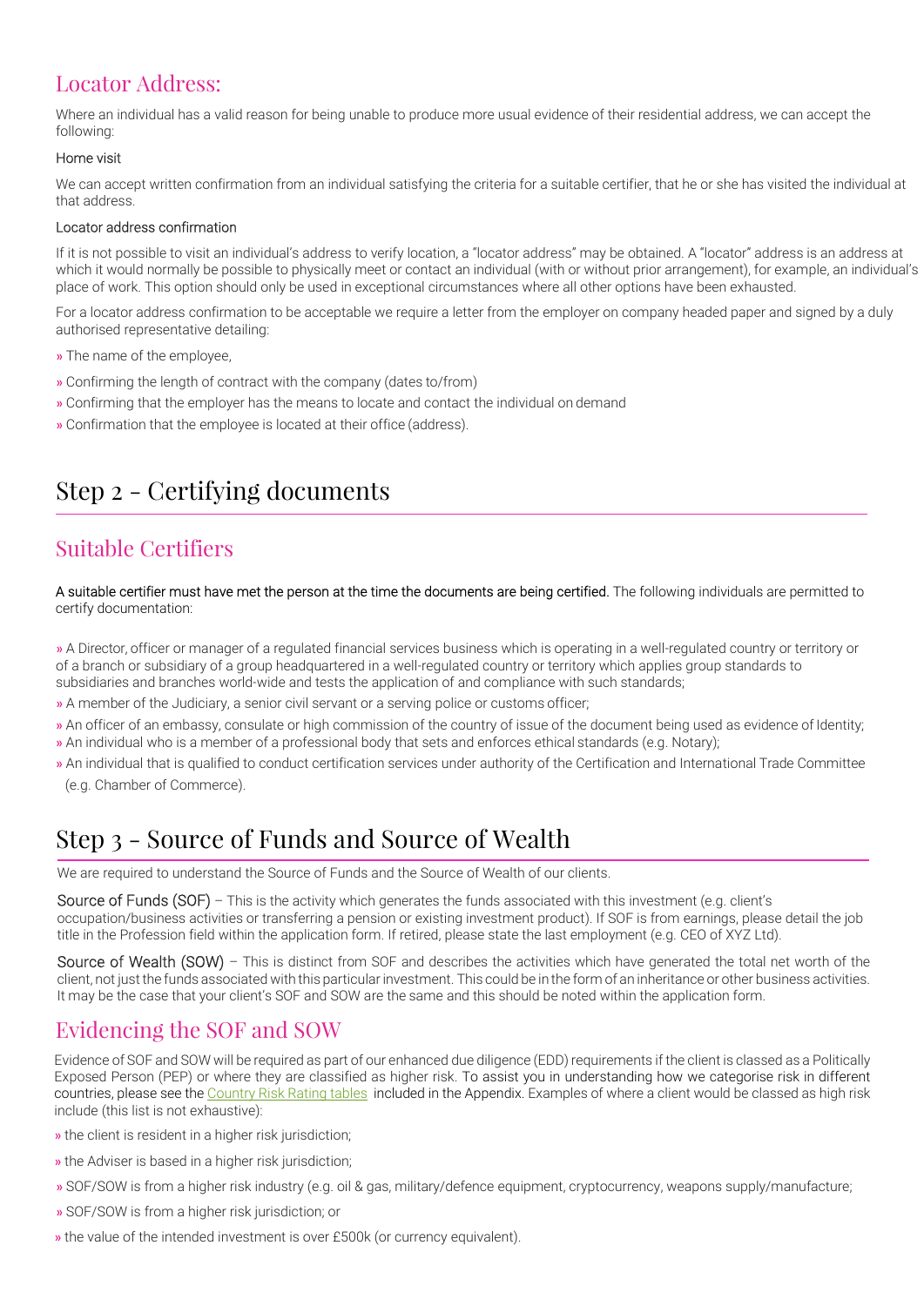## Locator Address:

Where an individual has a valid reason for being unable to produce more usual evidence of their residential address, we can accept the following:

Home visit

We can accept written confirmation from an individual satisfying the criteria for a suitable certifier, that he or she has visited the individual at that address.

Locator address confirmation

If it is not possible to visit an individual's address to verify location, a "locator address" may be obtained. A "locator" address is an address at which it would normally be possible to physically meet or contact an individual (with or without prior arrangement), for example, an individual's place of work. This option should only be used in exceptional circumstances where all other options have been exhausted.

For a locator address confirmation to be acceptable we require a letter from the employer on company headed paper and signed by a duly authorised representative detailing:

» The name of the employee,

» Confirming the length of contract with the company (dates to/from)

» Confirming that the employer has the means to locate and contact the individual on demand

» Confirmation that the employee is located at their office (address).

# Step 2 - Certifying documents

## Suitable Certifiers

A suitable certifier must have met the person at the time the documents are being certified. The following individuals are permitted to certify documentation:

» A Director, officer or manager of a regulated financial services business which is operating in a well-regulated country or territory or of a branch or subsidiary of a group headquartered in a well-regulated country or territory which applies group standards to subsidiaries and branches world-wide and tests the application of and compliance with such standards;

» A member of the Judiciary, a senior civil servant or a serving police or customs officer;

» An officer of an embassy, consulate or high commission of the country of issue of the document being used as evidence of Identity;

» An individual who is a member of a professional body that sets and enforces ethical standards (e.g. Notary);

» An individual that is qualified to conduct certification services under authority of the Certification and International Trade Committee (e.g. Chamber of Commerce).

# Step 3 - Source of Funds and Source of Wealth

We are required to understand the Source of Funds and the Source of Wealth of our clients.

Source of Funds (SOF) – This is the activity which generates the funds associated with this investment (e.g. client's occupation/business activities or transferring a pension or existing investment product). If SOF is from earnings, please detail the job title in the Profession field within the application form. If retired, please state the last employment (e.g. CEO of XYZ Ltd).

Source of Wealth (SOW) – This is distinct from SOF and describes the activities which have generated the total net worth of the client, not just the funds associated with this particular investment. This could be in the form of an inheritance or other business activities. It may be the case that your client's SOF and SOW are the same and this should be noted within the application form.

## Evidencing the SOF and SOW

Evidence of SOF and SOW will be required as part of our enhanced due diligence (EDD) requirements if the client is classed as a Politically Exposed Person (PEP) or where they are classified as higher risk. To assist you in understanding how we categorise risk in different countries, please see the Country Risk Rating tables included in the Appendix. Examples of where a client would be classed as high risk include (this list is not exhaustive):

» the client is resident in a higher risk jurisdiction;

» the Adviser is based in a higher risk jurisdiction;

» SOF/SOW is from a higher risk industry (e.g. oil & gas, military/defence equipment, cryptocurrency, weapons supply/manufacture;

» SOF/SOW is from a higher risk jurisdiction; or

» the value of the intended investment is over £500k (or currency equivalent).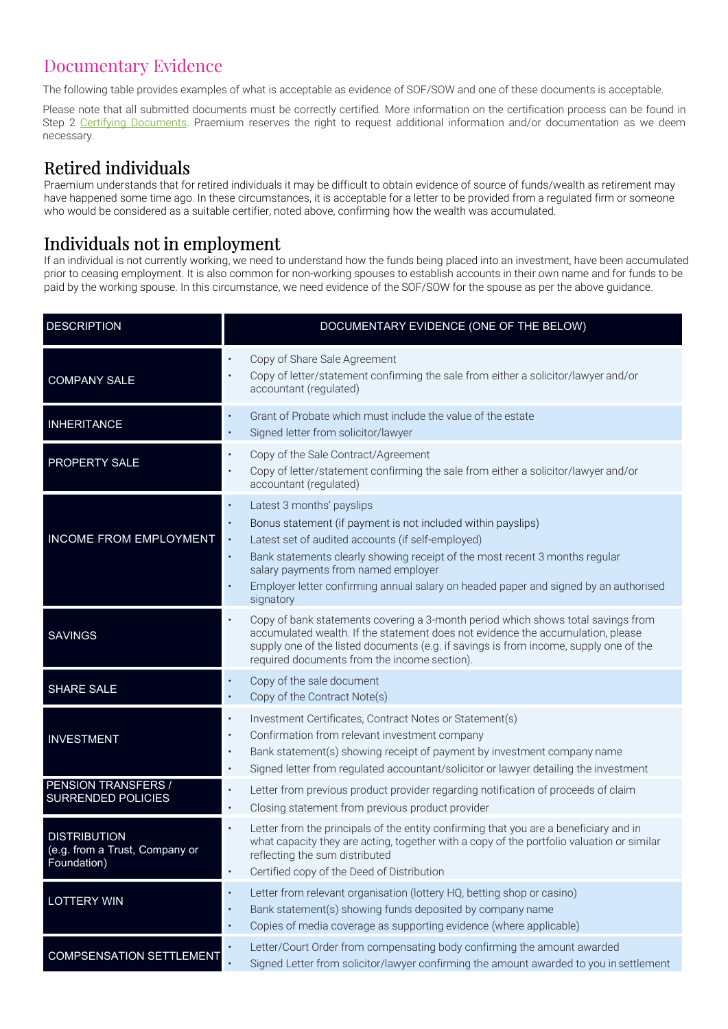# Documentary Evidence

The following table provides examples of what is acceptable as evidence of SOF/SOW and one of these documents is acceptable.

Please note that all submitted documents must be correctly certified. More information on the certification process can be found in Step 2 Certifying Documents. Praemium reserves the right to request additional information and/or documentation as we deem necessary.

## Retired individuals

Praemium understands that for retired individuals it may be difficult to obtain evidence of source of funds/wealth as retirement may have happened some time ago. In these circumstances, it is acceptable for a letter to be provided from a regulated firm or someone who would be considered as a suitable certifier, noted above, confirming how the wealth was accumulated.

## Individuals not in employment

If an individual is not currently working, we need to understand how the funds being placed into an investment, have been accumulated prior to ceasing employment. It is also common for non-working spouses to establish accounts in their own name and for funds to be paid by the working spouse. In this circumstance, we need evidence of the SOF/SOW for the spouse as per the above guidance.

| DESCRIPTION | DOCUMENTARY EVIDENCE (ONE OF THE BELOW) |
|---|---|
| COMPANY SALE | • Copy of Share Sale Agreement<br>• Copy of letter/statement confirming the sale from either a solicitor/lawyer and/or accountant (regulated) |
| INHERITANCE | • Grant of Probate which must include the value of the estate<br>• Signed letter from solicitor/lawyer |
| PROPERTY SALE | • Copy of the Sale Contract/Agreement<br>• Copy of letter/statement confirming the sale from either a solicitor/lawyer and/or accountant (regulated) |
| INCOME FROM EMPLOYMENT | • Latest 3 months' payslips<br>• Bonus statement (if payment is not included within payslips)<br>• Latest set of audited accounts (if self-employed)<br>• Bank statements clearly showing receipt of the most recent 3 months regular salary payments from named employer<br>• Employer letter confirming annual salary on headed paper and signed by an authorised signatory |
| SAVINGS | • Copy of bank statements covering a 3-month period which shows total savings from accumulated wealth. If the statement does not evidence the accumulation, please supply one of the listed documents (e.g. if savings is from income, supply one of the required documents from the income section). |
| SHARE SALE | • Copy of the sale document<br>• Copy of the Contract Note(s) |
| INVESTMENT | • Investment Certificates, Contract Notes or Statement(s)<br>• Confirmation from relevant investment company<br>• Bank statement(s) showing receipt of payment by investment company name<br>• Signed letter from regulated accountant/solicitor or lawyer detailing the investment |
| PENSION TRANSFERS / SURRENDED POLICIES | • Letter from previous product provider regarding notification of proceeds of claim<br>• Closing statement from previous product provider |
| DISTRIBUTION (e.g. from a Trust, Company or Foundation) | • Letter from the principals of the entity confirming that you are a beneficiary and in what capacity they are acting, together with a copy of the portfolio valuation or similar reflecting the sum distributed<br>• Certified copy of the Deed of Distribution |
| LOTTERY WIN | • Letter from relevant organisation (lottery HQ, betting shop or casino)<br>• Bank statement(s) showing funds deposited by company name<br>• Copies of media coverage as supporting evidence (where applicable) |
| COMPSENSATION SETTLEMENT | • Letter/Court Order from compensating body confirming the amount awarded<br>• Signed Letter from solicitor/lawyer confirming the amount awarded to you in settlement |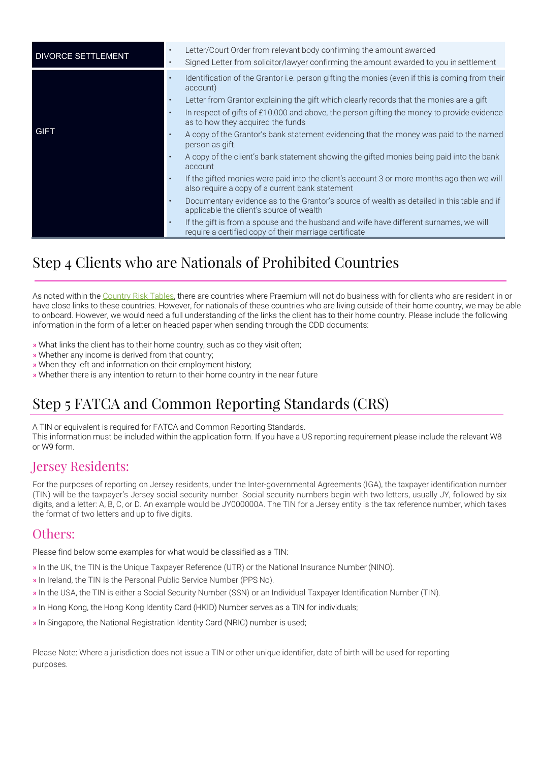| | |
|---|---|
| DIVORCE SETTLEMENT | • Letter/Court Order from relevant body confirming the amount awarded<br>• Signed Letter from solicitor/lawyer confirming the amount awarded to you in settlement |
| GIFT | • Identification of the Grantor i.e. person gifting the monies (even if this is coming from their account)<br>• Letter from Grantor explaining the gift which clearly records that the monies are a gift<br>• In respect of gifts of £10,000 and above, the person gifting the money to provide evidence as to how they acquired the funds<br>• A copy of the Grantor's bank statement evidencing that the money was paid to the named person as gift.<br>• A copy of the client's bank statement showing the gifted monies being paid into the bank account<br>• If the gifted monies were paid into the client's account 3 or more months ago then we will also require a copy of a current bank statement<br>• Documentary evidence as to the Grantor's source of wealth as detailed in this table and if applicable the client's source of wealth<br>• If the gift is from a spouse and the husband and wife have different surnames, we will require a certified copy of their marriage certificate |

# Step 4 Clients who are Nationals of Prohibited Countries

As noted within the Country Risk Tables, there are countries where Praemium will not do business with for clients who are resident in or have close links to these countries. However, for nationals of these countries who are living outside of their home country, we may be able to onboard. However, we would need a full understanding of the links the client has to their home country. Please include the following information in the form of a letter on headed paper when sending through the CDD documents:

» What links the client has to their home country, such as do they visit often;
» Whether any income is derived from that country;
» When they left and information on their employment history;
» Whether there is any intention to return to their home country in the near future

# Step 5 FATCA and Common Reporting Standards (CRS)

A TIN or equivalent is required for FATCA and Common Reporting Standards.
This information must be included within the application form. If you have a US reporting requirement please include the relevant W8 or W9 form.

## Jersey Residents:

For the purposes of reporting on Jersey residents, under the Inter-governmental Agreements (IGA), the taxpayer identification number (TIN) will be the taxpayer's Jersey social security number. Social security numbers begin with two letters, usually JY, followed by six digits, and a letter: A, B, C, or D. An example would be JY000000A. The TIN for a Jersey entity is the tax reference number, which takes the format of two letters and up to five digits.

## Others:

Please find below some examples for what would be classified as a TIN:

» In the UK, the TIN is the Unique Taxpayer Reference (UTR) or the National Insurance Number (NINO).
» In Ireland, the TIN is the Personal Public Service Number (PPS No).
» In the USA, the TIN is either a Social Security Number (SSN) or an Individual Taxpayer Identification Number (TIN).
» In Hong Kong, the Hong Kong Identity Card (HKID) Number serves as a TIN for individuals;
» In Singapore, the National Registration Identity Card (NRIC) number is used;

Please Note: Where a jurisdiction does not issue a TIN or other unique identifier, date of birth will be used for reporting purposes.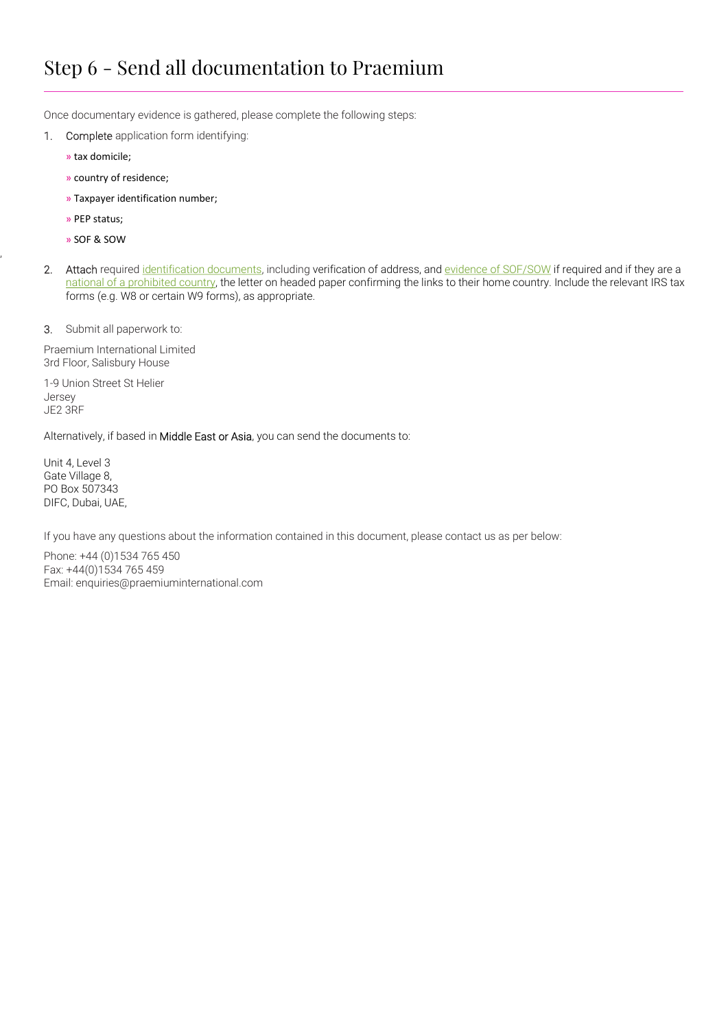# Step 6 - Send all documentation to Praemium

Once documentary evidence is gathered, please complete the following steps:

1. Complete application form identifying:
   - tax domicile;
   - country of residence;
   - Taxpayer identification number;
   - PEP status;
   - SOF & SOW

2. Attach required identification documents, including verification of address, and evidence of SOF/SOW if required and if they are a national of a prohibited country, the letter on headed paper confirming the links to their home country. Include the relevant IRS tax forms (e.g. W8 or certain W9 forms), as appropriate.

3. Submit all paperwork to:

Praemium International Limited
3rd Floor, Salisbury House

1-9 Union Street St Helier
Jersey
JE2 3RF

Alternatively, if based in Middle East or Asia, you can send the documents to:

Unit 4, Level 3
Gate Village 8,
PO Box 507343
DIFC, Dubai, UAE,

If you have any questions about the information contained in this document, please contact us as per below:

Phone: +44 (0)1534 765 450
Fax: +44(0)1534 765 459
Email: enquiries@praemiuminternational.com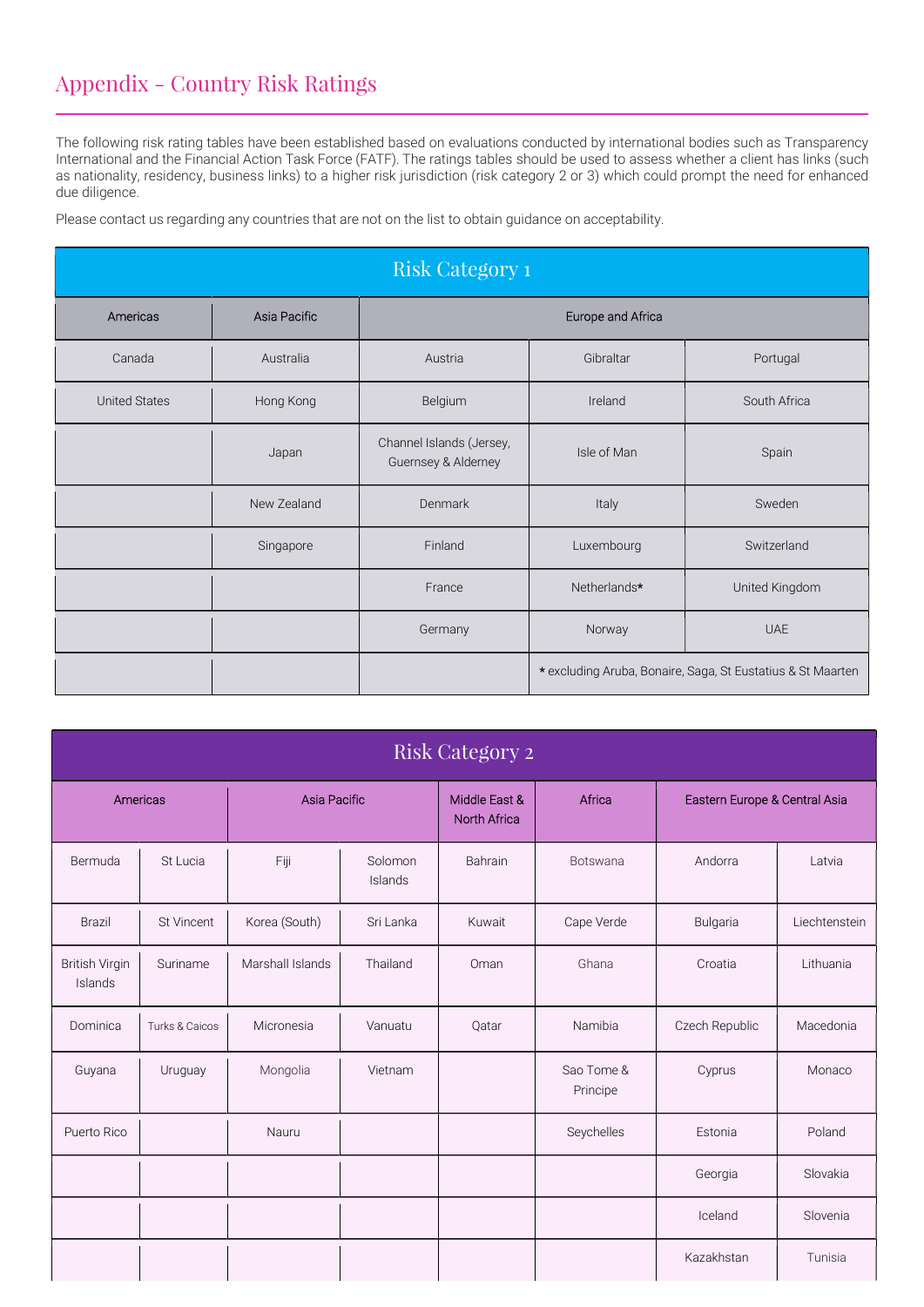## Appendix - Country Risk Ratings

The following risk rating tables have been established based on evaluations conducted by international bodies such as Transparency International and the Financial Action Task Force (FATF). The ratings tables should be used to assess whether a client has links (such as nationality, residency, business links) to a higher risk jurisdiction (risk category 2 or 3) which could prompt the need for enhanced due diligence.

Please contact us regarding any countries that are not on the list to obtain guidance on acceptability.

| Risk Category 1 | | | | |
|---|---|---|---|---|
| Americas | Asia Pacific | Europe and Africa | | |
| Canada | Australia | Austria | Gibraltar | Portugal |
| United States | Hong Kong | Belgium | Ireland | South Africa |
| | Japan | Channel Islands (Jersey, Guernsey & Alderney | Isle of Man | Spain |
| | New Zealand | Denmark | Italy | Sweden |
| | Singapore | Finland | Luxembourg | Switzerland |
| | | France | Netherlands* | United Kingdom |
| | | Germany | Norway | UAE |
| | | | * excluding Aruba, Bonaire, Saga, St Eustatius & St Maarten | |

| Risk Category 2 | | | | | | | |
|---|---|---|---|---|---|---|---|
| Americas | | Asia Pacific | | Middle East & North Africa | Africa | Eastern Europe & Central Asia | |
| Bermuda | St Lucia | Fiji | Solomon Islands | Bahrain | Botswana | Andorra | Latvia |
| Brazil | St Vincent | Korea (South) | Sri Lanka | Kuwait | Cape Verde | Bulgaria | Liechtenstein |
| British Virgin Islands | Suriname | Marshall Islands | Thailand | Oman | Ghana | Croatia | Lithuania |
| Dominica | Turks & Caicos | Micronesia | Vanuatu | Qatar | Namibia | Czech Republic | Macedonia |
| Guyana | Uruguay | Mongolia | Vietnam | | Sao Tome & Principe | Cyprus | Monaco |
| Puerto Rico | | Nauru | | | Seychelles | Estonia | Poland |
| | | | | | | Georgia | Slovakia |
| | | | | | | Iceland | Slovenia |
| | | | | | | Kazakhstan | Tunisia |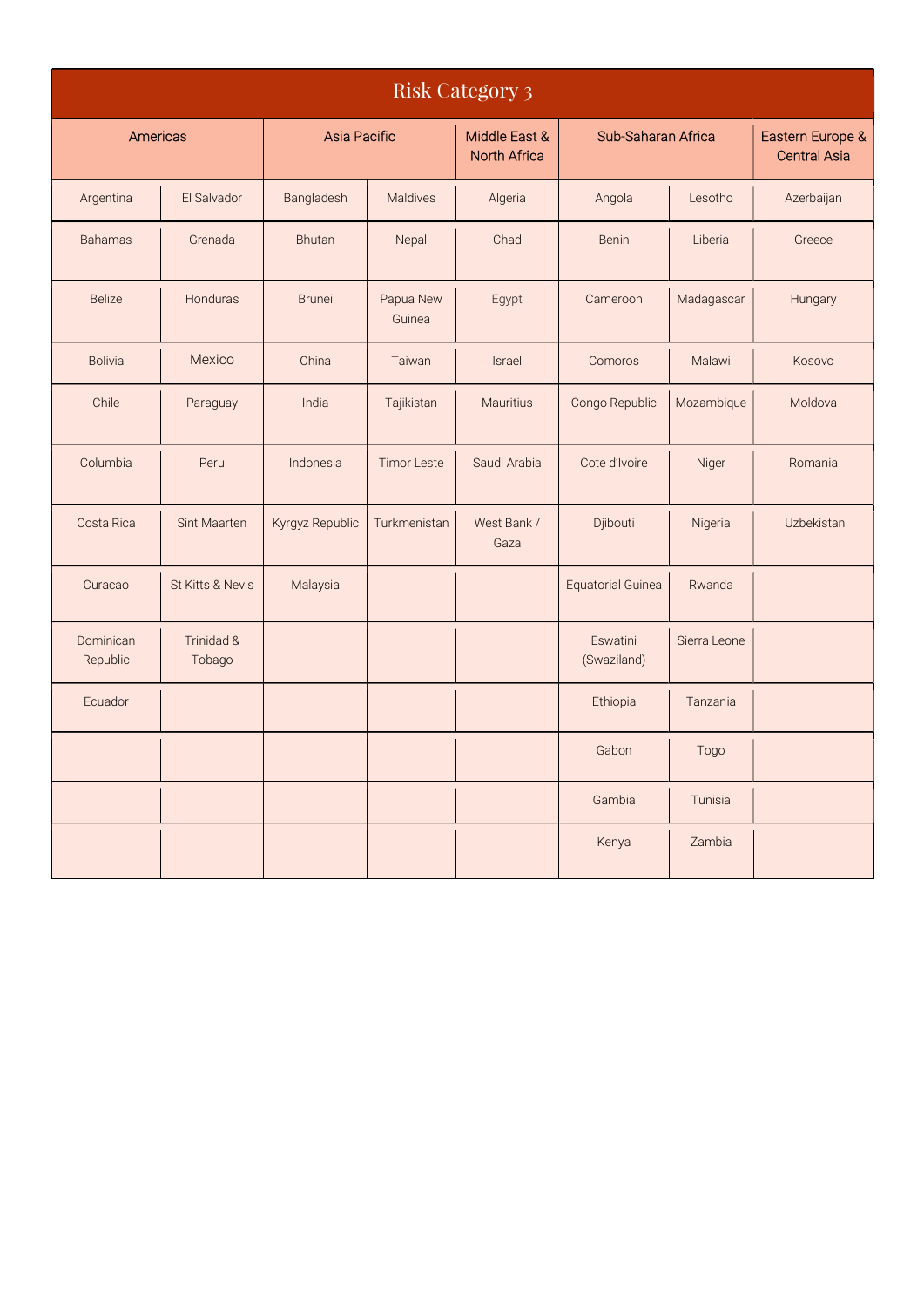# Risk Category 3

| Americas | | Asia Pacific | | Middle East & North Africa | Sub-Saharan Africa | | Eastern Europe & Central Asia |
|---|---|---|---|---|---|---|---|
| Argentina | El Salvador | Bangladesh | Maldives | Algeria | Angola | Lesotho | Azerbaijan |
| Bahamas | Grenada | Bhutan | Nepal | Chad | Benin | Liberia | Greece |
| Belize | Honduras | Brunei | Papua New Guinea | Egypt | Cameroon | Madagascar | Hungary |
| Bolivia | Mexico | China | Taiwan | Israel | Comoros | Malawi | Kosovo |
| Chile | Paraguay | India | Tajikistan | Mauritius | Congo Republic | Mozambique | Moldova |
| Columbia | Peru | Indonesia | Timor Leste | Saudi Arabia | Cote d'Ivoire | Niger | Romania |
| Costa Rica | Sint Maarten | Kyrgyz Republic | Turkmenistan | West Bank / Gaza | Djibouti | Nigeria | Uzbekistan |
| Curacao | St Kitts & Nevis | Malaysia | | | Equatorial Guinea | Rwanda | |
| Dominican Republic | Trinidad & Tobago | | | | Eswatini (Swaziland) | Sierra Leone | |
| Ecuador | | | | | Ethiopia | Tanzania | |
| | | | | | Gabon | Togo | |
| | | | | | Gambia | Tunisia | |
| | | | | | Kenya | Zambia | |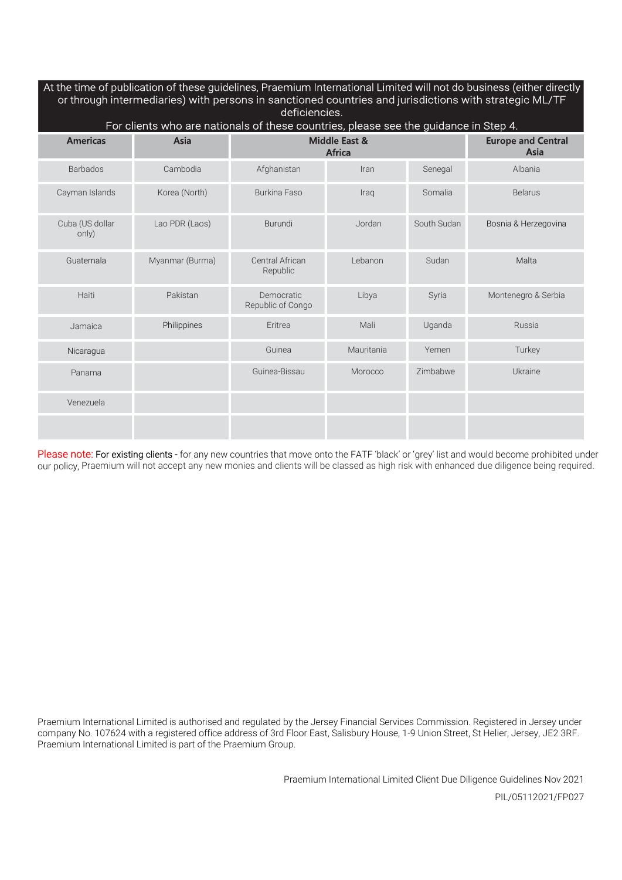At the time of publication of these guidelines, Praemium International Limited will not do business (either directly or through intermediaries) with persons in sanctioned countries and jurisdictions with strategic ML/TF deficiencies.
For clients who are nationals of these countries, please see the guidance in Step 4.

| Americas | Asia | Middle East & Africa | | | Europe and Central Asia |
|---|---|---|---|---|---|
| Barbados | Cambodia | Afghanistan | Iran | Senegal | Albania |
| Cayman Islands | Korea (North) | Burkina Faso | Iraq | Somalia | Belarus |
| Cuba (US dollar only) | Lao PDR (Laos) | Burundi | Jordan | South Sudan | Bosnia & Herzegovina |
| Guatemala | Myanmar (Burma) | Central African Republic | Lebanon | Sudan | Malta |
| Haiti | Pakistan | Democratic Republic of Congo | Libya | Syria | Montenegro & Serbia |
| Jamaica | Philippines | Eritrea | Mali | Uganda | Russia |
| Nicaragua | | Guinea | Mauritania | Yemen | Turkey |
| Panama | | Guinea-Bissau | Morocco | Zimbabwe | Ukraine |
| Venezuela | | | | | |
| | | | | | |

Please note: For existing clients - for any new countries that move onto the FATF 'black' or 'grey' list and would become prohibited under our policy, Praemium will not accept any new monies and clients will be classed as high risk with enhanced due diligence being required.

Praemium International Limited is authorised and regulated by the Jersey Financial Services Commission. Registered in Jersey under company No. 107624 with a registered office address of 3rd Floor East, Salisbury House, 1-9 Union Street, St Helier, Jersey, JE2 3RF. Praemium International Limited is part of the Praemium Group.

Praemium International Limited Client Due Diligence Guidelines Nov 2021

PIL/05112021/FP027